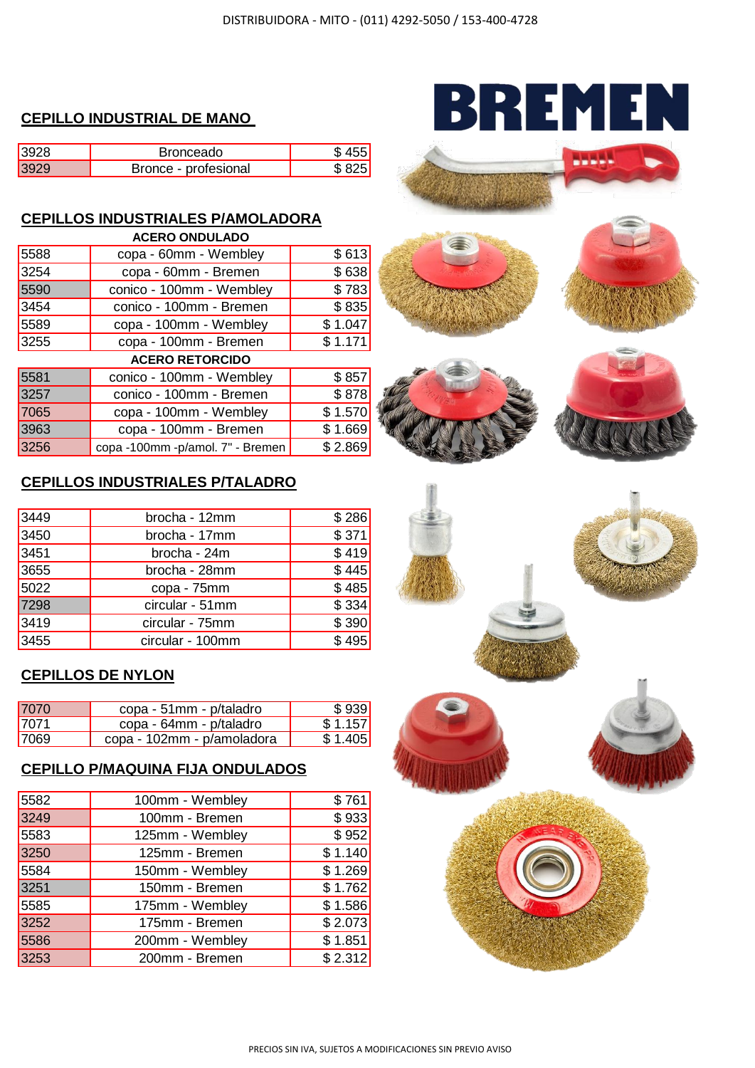DISTRIBUIDORA - MITO - (011) 4292-5050 / 153-400-4728

BREMEN

## CEPILLO INDUSTRIAL DE MANO

| | | |
|---|---|---|
| 3928 | Bronceado | $ 455 |
| 3929 | Bronce - profesional | $ 825 |

## CEPILLOS INDUSTRIALES P/AMOLADORA

| | ACERO ONDULADO | |
|---|---|---|
| 5588 | copa - 60mm - Wembley | $ 613 |
| 3254 | copa - 60mm - Bremen | $ 638 |
| 5590 | conico - 100mm - Wembley | $ 783 |
| 3454 | conico - 100mm - Bremen | $ 835 |
| 5589 | copa - 100mm - Wembley | $ 1.047 |
| 3255 | copa - 100mm - Bremen | $ 1.171 |
| | **ACERO RETORCIDO** | |
| 5581 | conico - 100mm - Wembley | $ 857 |
| 3257 | conico - 100mm - Bremen | $ 878 |
| 7065 | copa - 100mm - Wembley | $ 1.570 |
| 3963 | copa - 100mm - Bremen | $ 1.669 |
| 3256 | copa -100mm -p/amol. 7" - Bremen | $ 2.869 |

## CEPILLOS INDUSTRIALES P/TALADRO

| | | |
|---|---|---|
| 3449 | brocha - 12mm | $ 286 |
| 3450 | brocha - 17mm | $ 371 |
| 3451 | brocha - 24m | $ 419 |
| 3655 | brocha - 28mm | $ 445 |
| 5022 | copa - 75mm | $ 485 |
| 7298 | circular - 51mm | $ 334 |
| 3419 | circular - 75mm | $ 390 |
| 3455 | circular - 100mm | $ 495 |

## CEPILLOS DE NYLON

| | | |
|---|---|---|
| 7070 | copa - 51mm - p/taladro | $ 939 |
| 7071 | copa - 64mm - p/taladro | $ 1.157 |
| 7069 | copa - 102mm - p/amoladora | $ 1.405 |

## CEPILLO P/MAQUINA FIJA ONDULADOS

| | | |
|---|---|---|
| 5582 | 100mm - Wembley | $ 761 |
| 3249 | 100mm - Bremen | $ 933 |
| 5583 | 125mm - Wembley | $ 952 |
| 3250 | 125mm - Bremen | $ 1.140 |
| 5584 | 150mm - Wembley | $ 1.269 |
| 3251 | 150mm - Bremen | $ 1.762 |
| 5585 | 175mm - Wembley | $ 1.586 |
| 3252 | 175mm - Bremen | $ 2.073 |
| 5586 | 200mm - Wembley | $ 1.851 |
| 3253 | 200mm - Bremen | $ 2.312 |

PRECIOS SIN IVA, SUJETOS A MODIFICACIONES SIN PREVIO AVISO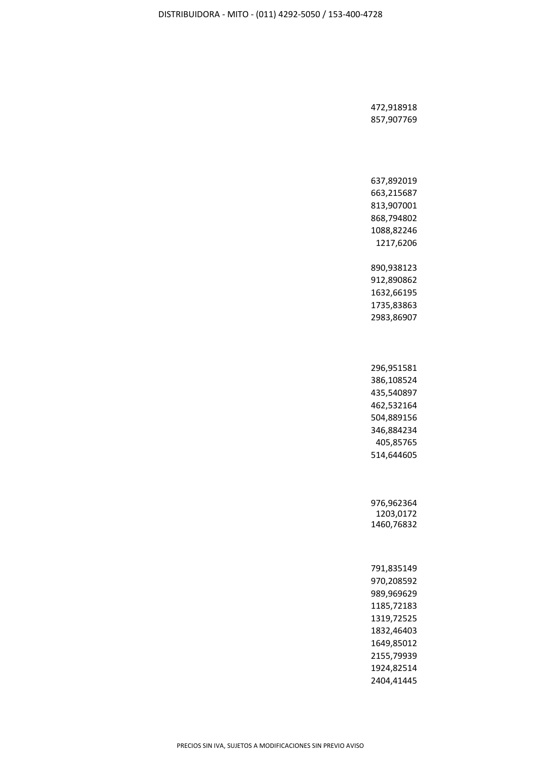472,918918
857,907769

637,892019
663,215687
813,907001
868,794802
1088,82246
1217,6206

890,938123
912,890862
1632,66195
1735,83863
2983,86907

296,951581
386,108524
435,540897
462,532164
504,889156
346,884234
405,85765
514,644605

976,962364
1203,0172
1460,76832

791,835149
970,208592
989,969629
1185,72183
1319,72525
1832,46403
1649,85012
2155,79939
1924,82514
2404,41445